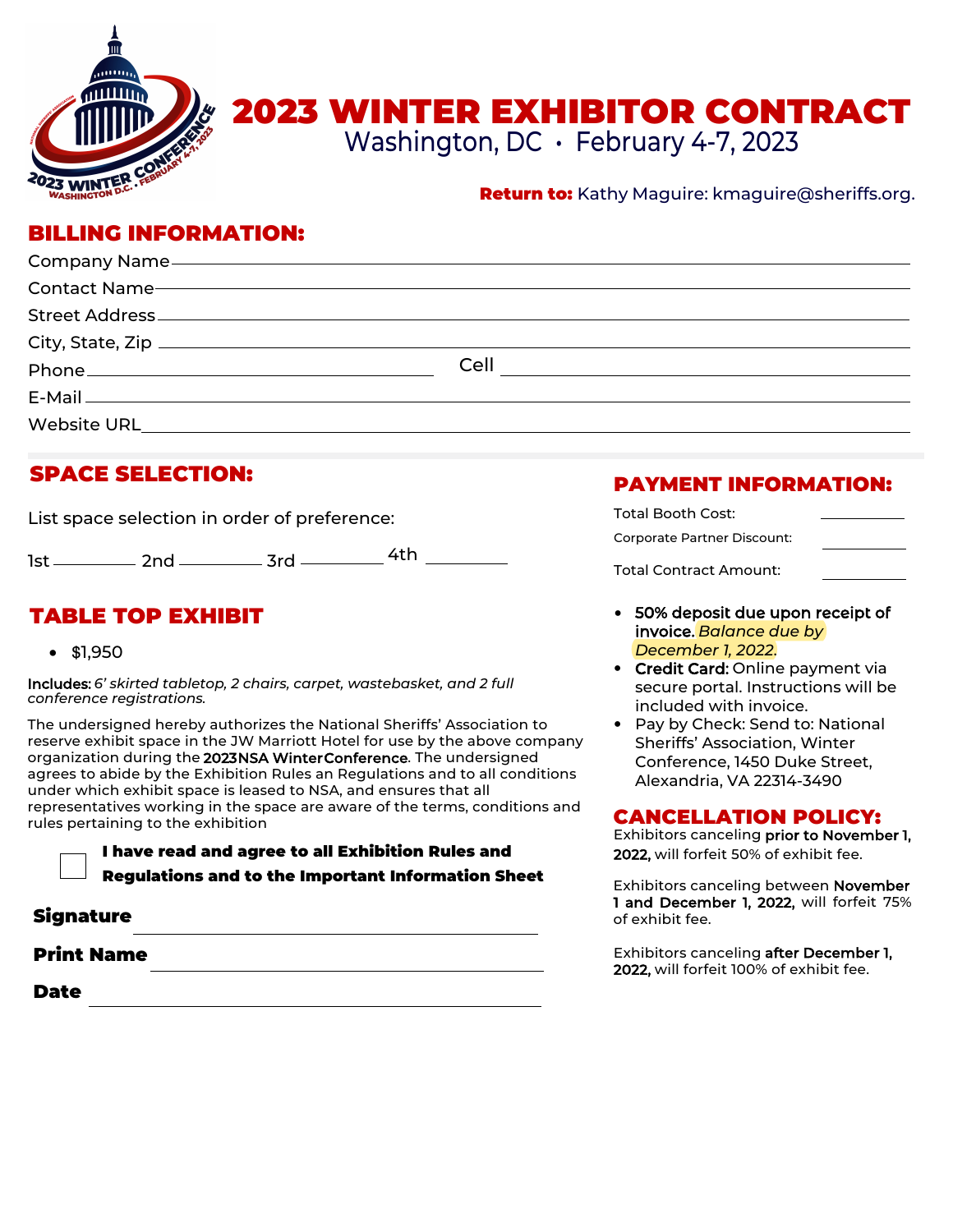# 2023 WINTER EXHIBITOR CONTRACT

Washington, DC • February 4-7, 2023

**Return to:** Kathy Maguire: kmaguire@sheriffs.org.

## BILLING INFORMATION:

Company Name ______________________________

Contact Name ______________________________

Street Address ______________________________

City, State, Zip ______________________________

Phone ______________________ Cell ______________________

E-Mail ______________________________

Website URL ______________________________

## SPACE SELECTION:

List space selection in order of preference:

1st ________ 2nd ________ 3rd ________ 4th ________

## TABLE TOP EXHIBIT

- $1,950

**Includes:** *6' skirted tabletop, 2 chairs, carpet, wastebasket, and 2 full conference registrations.*

The undersigned hereby authorizes the National Sheriffs' Association to reserve exhibit space in the JW Marriott Hotel for use by the above company organization during the **2023NSA WinterConference**. The undersigned agrees to abide by the Exhibition Rules an Regulations and to all conditions under which exhibit space is leased to NSA, and ensures that all representatives working in the space are aware of the terms, conditions and rules pertaining to the exhibition

☐ **I have read and agree to all Exhibition Rules and Regulations and to the Important Information Sheet**

**Signature** ______________________________

**Print Name** ______________________________

**Date** ______________________________

## PAYMENT INFORMATION:

Total Booth Cost: __________

Corporate Partner Discount: __________

Total Contract Amount: __________

- **50% deposit due upon receipt of invoice.** *Balance due by December 1, 2022.*
- **Credit Card:** Online payment via secure portal. Instructions will be included with invoice.
- Pay by Check: Send to: National Sheriffs' Association, Winter Conference, 1450 Duke Street, Alexandria, VA 22314-3490

## CANCELLATION POLICY:

Exhibitors canceling **prior to November 1, 2022,** will forfeit 50% of exhibit fee.

Exhibitors canceling between **November 1 and December 1, 2022,** will forfeit 75% of exhibit fee.

Exhibitors canceling **after December 1, 2022,** will forfeit 100% of exhibit fee.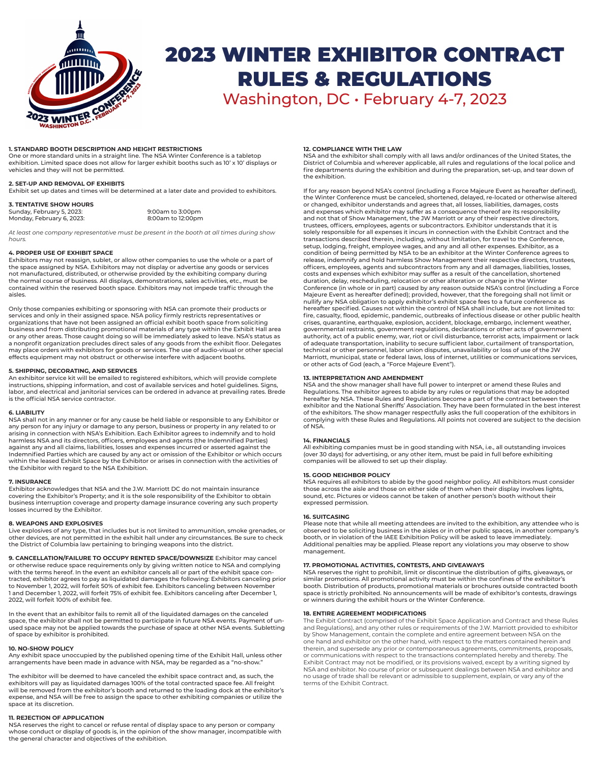# 2023 WINTER EXHIBITOR CONTRACT RULES & REGULATIONS

## Washington, DC • February 4-7, 2023

**1. STANDARD BOOTH DESCRIPTION AND HEIGHT RESTRICTIONS**
One or more standard units in a straight line. The NSA Winter Conference is a tabletop exhibition. Limited space does not allow for larger exhibit booths such as 10' x 10' displays or vehicles and they will not be permitted.

**2. SET-UP AND REMOVAL OF EXHIBITS**
Exhibit set up dates and times will be determined at a later date and provided to exhibitors.

**3. TENTATIVE SHOW HOURS**

| | |
|---|---|
| Sunday, February 5, 2023: | 9:00am to 3:00pm |
| Monday, February 6, 2023: | 8:00am to 12:00pm |

*At least one company representative must be present in the booth at all times during show hours.*

**4. PROPER USE OF EXHIBIT SPACE**
Exhibitors may not reassign, sublet, or allow other companies to use the whole or a part of the space assigned by NSA. Exhibitors may not display or advertise any goods or services not manufactured, distributed, or otherwise provided by the exhibiting company during the normal course of business. All displays, demonstrations, sales activities, etc., must be contained within the reserved booth space. Exhibitors may not impede traffic through the aisles.

Only those companies exhibiting or sponsoring with NSA can promote their products or services and only in their assigned space. NSA policy firmly restricts representatives or organizations that have not been assigned an official exhibit booth space from soliciting business and from distributing promotional materials of any type within the Exhibit Hall area or any other areas. Those caught doing so will be immediately asked to leave. NSA's status as a nonprofit organization precludes direct sales of any goods from the exhibit floor. Delegates may place orders with exhibitors for goods or services. The use of audio-visual or other special effects equipment may not obstruct or otherwise interfere with adjacent booths.

**5. SHIPPING, DECORATING, AND SERVICES**
An exhibitor service kit will be emailed to registered exhibitors, which will provide complete instructions, shipping information, and cost of available services and hotel guidelines. Signs, labor, and electrical and janitorial services can be ordered in advance at prevailing rates. Brede is the official NSA service contractor.

**6. LIABILITY**
NSA shall not in any manner or for any cause be held liable or responsible to any Exhibitor or any person for any injury or damage to any person, business or property in any related to or arising in connection with NSA's Exhibition. Each Exhibitor agrees to indemnify and to hold harmless NSA and its directors, officers, employees and agents (the Indemnified Parties) against any and all claims, liabilities, losses and expenses incurred or asserted against the Indemnified Parties which are caused by any act or omission of the Exhibitor or which occurs within the leased Exhibit Space by the Exhibitor or arises in connection with the activities of the Exhibitor with regard to the NSA Exhibition.

**7. INSURANCE**
Exhibitor acknowledges that NSA and the J.W. Marriott DC do not maintain insurance covering the Exhibitor's Property; and it is the sole responsibility of the Exhibitor to obtain business interruption coverage and property damage insurance covering any such property losses incurred by the Exhibitor.

**8. WEAPONS AND EXPLOSIVES**
Live explosives of any type, that includes but is not limited to ammunition, smoke grenades, or other devices, are not permitted in the exhibit hall under any circumstances. Be sure to check the District of Columbia law pertaining to bringing weapons into the district.

**9. CANCELLATION/FAILURE TO OCCUPY RENTED SPACE/DOWNSIZE** Exhibitor may cancel or otherwise reduce space requirements only by giving written notice to NSA and complying with the terms hereof. In the event an exhibitor cancels all or part of the exhibit space contracted, exhibitor agrees to pay as liquidated damages the following: Exhibitors canceling prior to November 1, 2022, will forfeit 50% of exhibit fee. Exhibitors canceling between November 1 and December 1, 2022, will forfeit 75% of exhibit fee. Exhibitors canceling after December 1, 2022, will forfeit 100% of exhibit fee.

In the event that an exhibitor fails to remit all of the liquidated damages on the canceled space, the exhibitor shall not be permitted to participate in future NSA events. Payment of unused space may not be applied towards the purchase of space at other NSA events. Subletting of space by exhibitor is prohibited.

**10. NO-SHOW POLICY**
Any exhibit space unoccupied by the published opening time of the Exhibit Hall, unless other arrangements have been made in advance with NSA, may be regarded as a "no-show."

The exhibitor will be deemed to have canceled the exhibit space contract and, as such, the exhibitors will pay as liquidated damages 100% of the total contracted space fee. All freight will be removed from the exhibitor's booth and returned to the loading dock at the exhibitor's expense, and NSA will be free to assign the space to other exhibiting companies or utilize the space at its discretion.

**11. REJECTION OF APPLICATION**
NSA reserves the right to cancel or refuse rental of display space to any person or company whose conduct or display of goods is, in the opinion of the show manager, incompatible with the general character and objectives of the exhibition.

**12. COMPLIANCE WITH THE LAW**
NSA and the exhibitor shall comply with all laws and/or ordinances of the United States, the District of Columbia and wherever applicable, all rules and regulations of the local police and fire departments during the exhibition and during the preparation, set-up, and tear down of the exhibition.

If for any reason beyond NSA's control (including a Force Majeure Event as hereafter defined), the Winter Conference must be canceled, shortened, delayed, re-located or otherwise altered or changed, exhibitor understands and agrees that, all losses, liabilities, damages, costs and expenses which exhibitor may suffer as a consequence thereof are its responsibility and not that of Show Management, the JW Marriott or any of their respective directors, trustees, officers, employees, agents or subcontractors. Exhibitor understands that it is solely responsible for all expenses it incurs in connection with the Exhibit Contract and the transactions described therein, including, without limitation, for travel to the Conference, setup, lodging, freight, employee wages, and any and all other expenses. Exhibitor, as a condition of being permitted by NSA to be an exhibitor at the Winter Conference agrees to release, indemnify and hold harmless Show Management their respective directors, trustees, officers, employees, agents and subcontractors from any and all damages, liabilities, losses, costs and expenses which exhibitor may suffer as a result of the cancellation, shortened duration, delay, rescheduling, relocation or other alteration or change in the Winter Conference (in whole or in part) caused by any reason outside NSA's control (including a Force Majeure Event as hereafter defined); provided, however, that the foregoing shall not limit or nullify any NSA obligation to apply exhibitor's exhibit space fees to a future conference as hereafter specified. Causes not within the control of NSA shall include, but are not limited to: fire, casualty, flood, epidemic, pandemic, outbreaks of infectious disease or other public health crises, quarantine, earthquake, explosion, accident, blockage, embargo, inclement weather, governmental restraints, government regulations, declarations or other acts of government authority, act of a public enemy, war, riot or civil disturbance, terrorist acts, impairment or lack of adequate transportation, inability to secure sufficient labor, curtailment of transportation, technical or other personnel, labor union disputes, unavailability or loss of use of the JW Marriott, municipal, state or federal laws, loss of internet, utilities or communications services, or other acts of God (each, a "Force Majeure Event").

**13. INTERPRETATION AND AMENDMENT**
NSA and the show manager shall have full power to interpret or amend these Rules and Regulations. The exhibitor agrees to abide by any rules or regulations that may be adopted hereafter by NSA. These Rules and Regulations become a part of the contract between the exhibitor and the National Sheriffs' Association. They have been formulated in the best interest of the exhibitors. The show manager respectfully asks the full cooperation of the exhibitors in complying with these Rules and Regulations. All points not covered are subject to the decision of NSA.

**14. FINANCIALS**
All exhibiting companies must be in good standing with NSA, i.e., all outstanding invoices (over 30 days) for advertising, or any other item, must be paid in full before exhibiting companies will be allowed to set up their display.

**15. GOOD NEIGHBOR POLICY**
NSA requires all exhibitors to abide by the good neighbor policy. All exhibitors must consider those across the aisle and those on either side of them when their display involves lights, sound, etc. Pictures or videos cannot be taken of another person's booth without their expressed permission.

**16. SUITCASING**
Please note that while all meeting attendees are invited to the exhibition, any attendee who is observed to be soliciting business in the aisles or in other public spaces, in another company's booth, or in violation of the IAEE Exhibition Policy will be asked to leave immediately. Additional penalties may be applied. Please report any violations you may observe to show management.

**17. PROMOTIONAL ACTIVITIES, CONTESTS, AND GIVEAWAYS**
NSA reserves the right to prohibit, limit or discontinue the distribution of gifts, giveaways, or similar promotions. All promotional activity must be within the confines of the exhibitor's booth. Distribution of products, promotional materials or brochures outside contracted booth space is strictly prohibited. No announcements will be made of exhibitor's contests, drawings or winners during the exhibit hours or the Winter Conference.

**18. ENTIRE AGREEMENT MODIFICATIONS**
The Exhibit Contract (comprised of the Exhibit Space Application and Contract and these Rules and Regulations), and any other rules or requirements of the J.W. Marriott provided to exhibitor by Show Management, contain the complete and entire agreement between NSA on the one hand and exhibitor on the other hand, with respect to the matters contained herein and therein, and supersede any prior or contemporaneous agreements, commitments, proposals, or communications with respect to the transactions contemplated hereby and thereby. The Exhibit Contract may not be modified, or its provisions waived, except by a writing signed by NSA and exhibitor. No course of prior or subsequent dealings between NSA and exhibitor and no usage of trade shall be relevant or admissible to supplement, explain, or vary any of the terms of the Exhibit Contract.